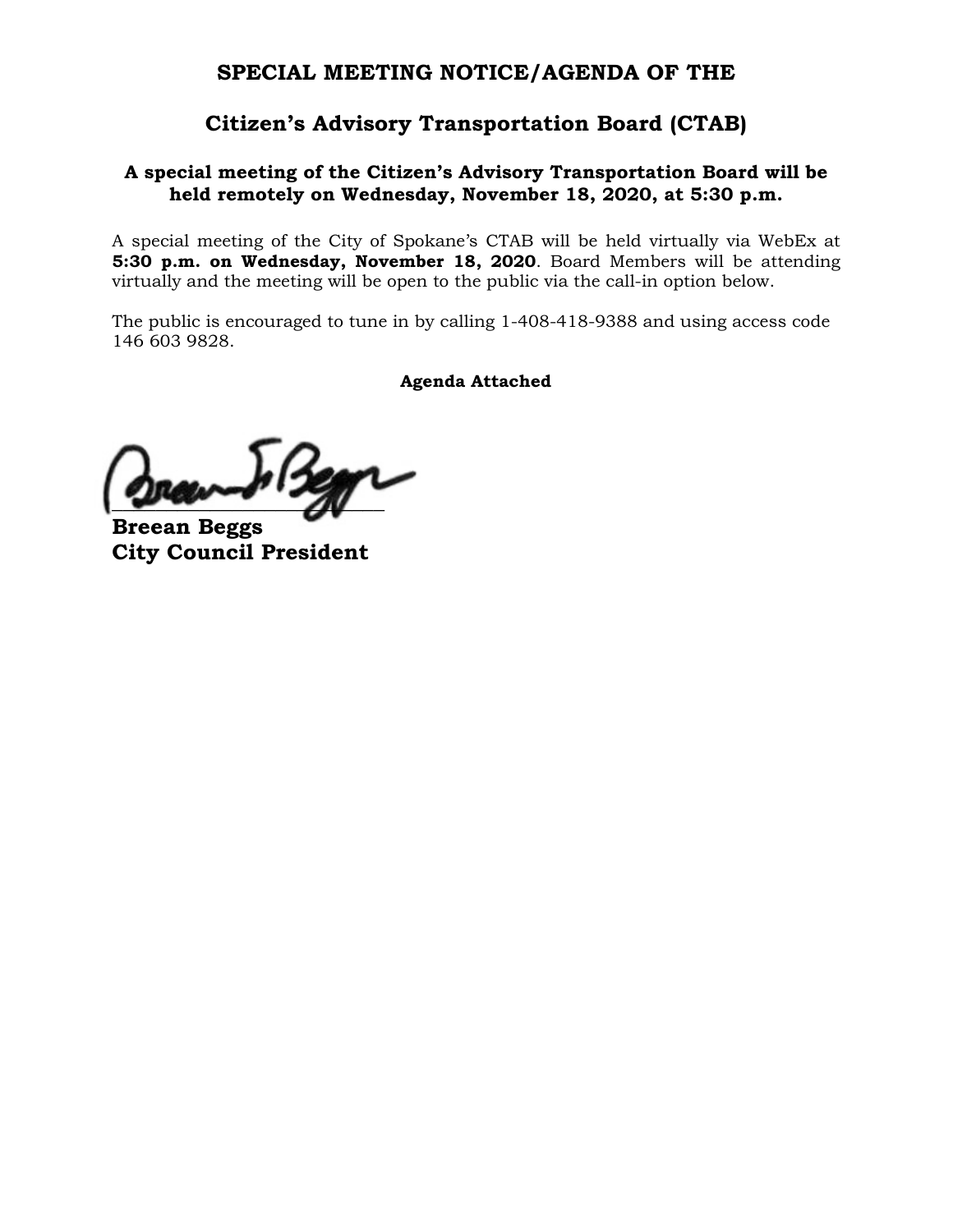# SPECIAL MEETING NOTICE/AGENDA OF THE

## Citizen's Advisory Transportation Board (CTAB)

### A special meeting of the Citizen's Advisory Transportation Board will be held remotely on Wednesday, November 18, 2020, at 5:30 p.m.

A special meeting of the City of Spokane's CTAB will be held virtually via WebEx at **5:30 p.m. on Wednesday, November 18, 2020**. Board Members will be attending virtually and the meeting will be open to the public via the call-in option below.

The public is encouraged to tune in by calling 1-408-418-9388 and using access code 146 603 9828.

**Agenda Attached**

**Breean Beggs**
**City Council President**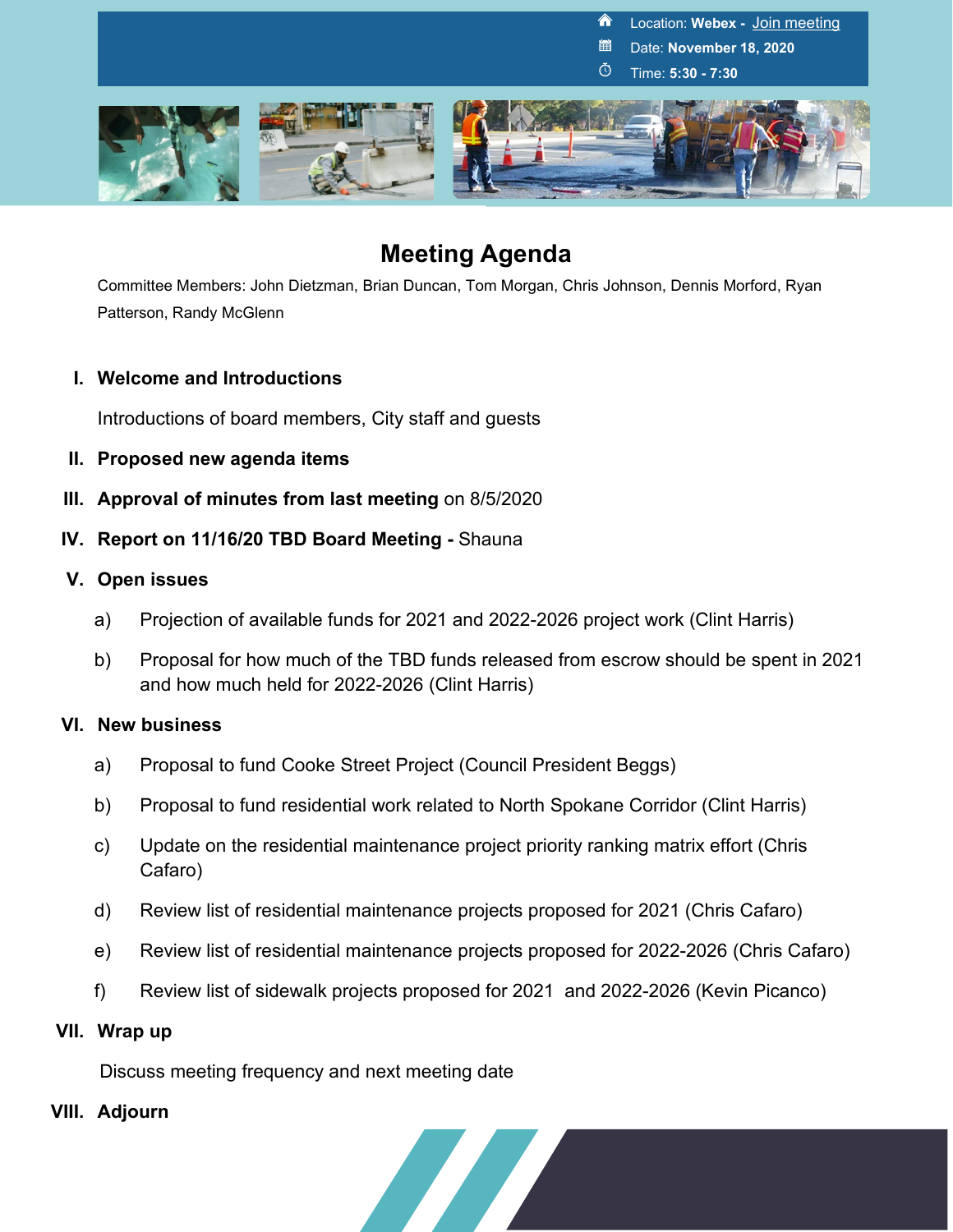Location: **Webex -** Join meeting

Date: **November 18, 2020**

Time: **5:30 - 7:30**

# Meeting Agenda

Committee Members: John Dietzman, Brian Duncan, Tom Morgan, Chris Johnson, Dennis Morford, Ryan Patterson, Randy McGlenn

I. **Welcome and Introductions**

Introductions of board members, City staff and guests

II. **Proposed new agenda items**

III. **Approval of minutes from last meeting** on 8/5/2020

IV. **Report on 11/16/20 TBD Board Meeting -** Shauna

V. **Open issues**

a) Projection of available funds for 2021 and 2022-2026 project work (Clint Harris)

b) Proposal for how much of the TBD funds released from escrow should be spent in 2021 and how much held for 2022-2026 (Clint Harris)

VI. **New business**

a) Proposal to fund Cooke Street Project (Council President Beggs)

b) Proposal to fund residential work related to North Spokane Corridor (Clint Harris)

c) Update on the residential maintenance project priority ranking matrix effort (Chris Cafaro)

d) Review list of residential maintenance projects proposed for 2021 (Chris Cafaro)

e) Review list of residential maintenance projects proposed for 2022-2026 (Chris Cafaro)

f) Review list of sidewalk projects proposed for 2021 and 2022-2026 (Kevin Picanco)

VII. **Wrap up**

Discuss meeting frequency and next meeting date

VIII. **Adjourn**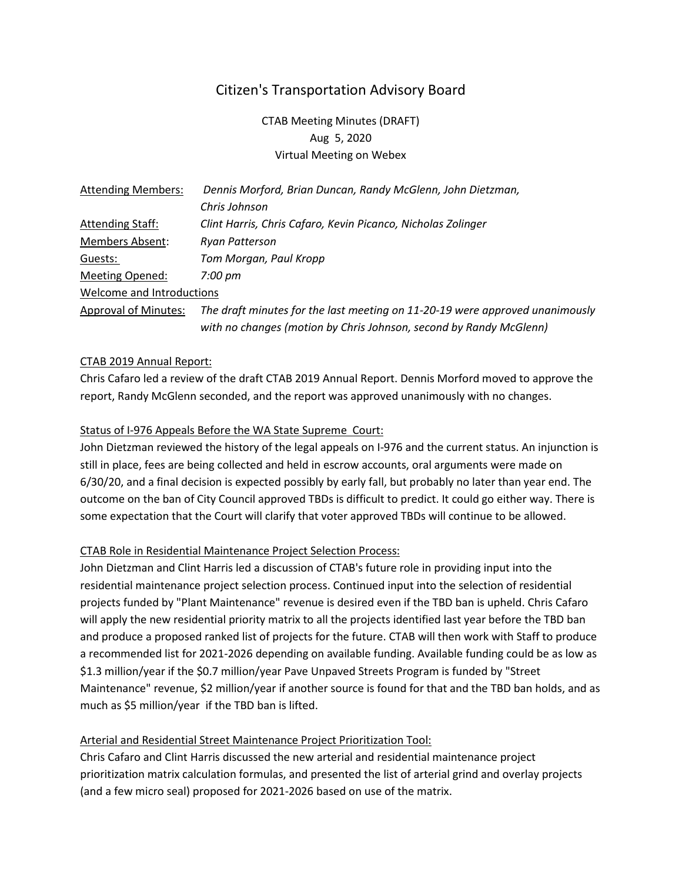# Citizen's Transportation Advisory Board

CTAB Meeting Minutes (DRAFT)
Aug 5, 2020
Virtual Meeting on Webex

| | |
|---|---|
| Attending Members: | *Dennis Morford, Brian Duncan, Randy McGlenn, John Dietzman, Chris Johnson* |
| Attending Staff: | *Clint Harris, Chris Cafaro, Kevin Picanco, Nicholas Zolinger* |
| Members Absent: | *Ryan Patterson* |
| Guests: | *Tom Morgan, Paul Kropp* |
| Meeting Opened: | *7:00 pm* |
| Welcome and Introductions | |
| Approval of Minutes: | *The draft minutes for the last meeting on 11-20-19 were approved unanimously with no changes (motion by Chris Johnson, second by Randy McGlenn)* |

## CTAB 2019 Annual Report:

Chris Cafaro led a review of the draft CTAB 2019 Annual Report. Dennis Morford moved to approve the report, Randy McGlenn seconded, and the report was approved unanimously with no changes.

## Status of I-976 Appeals Before the WA State Supreme Court:

John Dietzman reviewed the history of the legal appeals on I-976 and the current status. An injunction is still in place, fees are being collected and held in escrow accounts, oral arguments were made on 6/30/20, and a final decision is expected possibly by early fall, but probably no later than year end. The outcome on the ban of City Council approved TBDs is difficult to predict. It could go either way. There is some expectation that the Court will clarify that voter approved TBDs will continue to be allowed.

## CTAB Role in Residential Maintenance Project Selection Process:

John Dietzman and Clint Harris led a discussion of CTAB's future role in providing input into the residential maintenance project selection process. Continued input into the selection of residential projects funded by "Plant Maintenance" revenue is desired even if the TBD ban is upheld. Chris Cafaro will apply the new residential priority matrix to all the projects identified last year before the TBD ban and produce a proposed ranked list of projects for the future. CTAB will then work with Staff to produce a recommended list for 2021-2026 depending on available funding. Available funding could be as low as \$1.3 million/year if the \$0.7 million/year Pave Unpaved Streets Program is funded by "Street Maintenance" revenue, \$2 million/year if another source is found for that and the TBD ban holds, and as much as \$5 million/year if the TBD ban is lifted.

## Arterial and Residential Street Maintenance Project Prioritization Tool:

Chris Cafaro and Clint Harris discussed the new arterial and residential maintenance project prioritization matrix calculation formulas, and presented the list of arterial grind and overlay projects (and a few micro seal) proposed for 2021-2026 based on use of the matrix.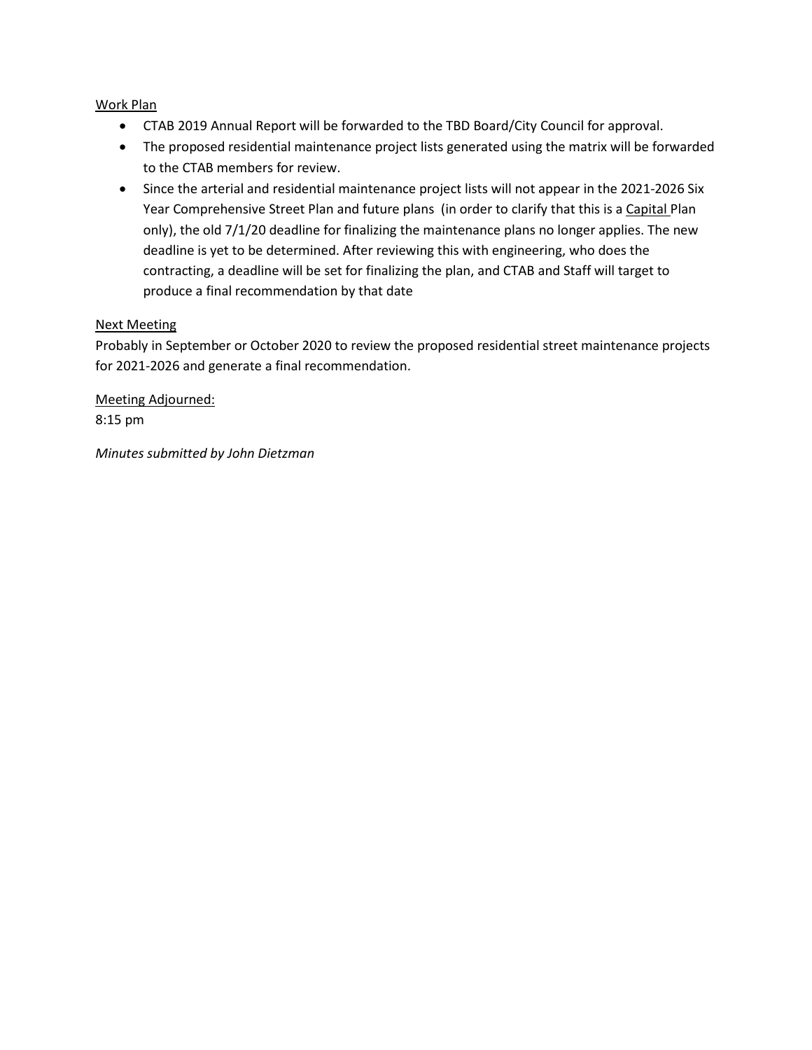Work Plan

- CTAB 2019 Annual Report will be forwarded to the TBD Board/City Council for approval.
- The proposed residential maintenance project lists generated using the matrix will be forwarded to the CTAB members for review.
- Since the arterial and residential maintenance project lists will not appear in the 2021-2026 Six Year Comprehensive Street Plan and future plans (in order to clarify that this is a Capital Plan only), the old 7/1/20 deadline for finalizing the maintenance plans no longer applies. The new deadline is yet to be determined. After reviewing this with engineering, who does the contracting, a deadline will be set for finalizing the plan, and CTAB and Staff will target to produce a final recommendation by that date

Next Meeting

Probably in September or October 2020 to review the proposed residential street maintenance projects for 2021-2026 and generate a final recommendation.

Meeting Adjourned:
8:15 pm

*Minutes submitted by John Dietzman*